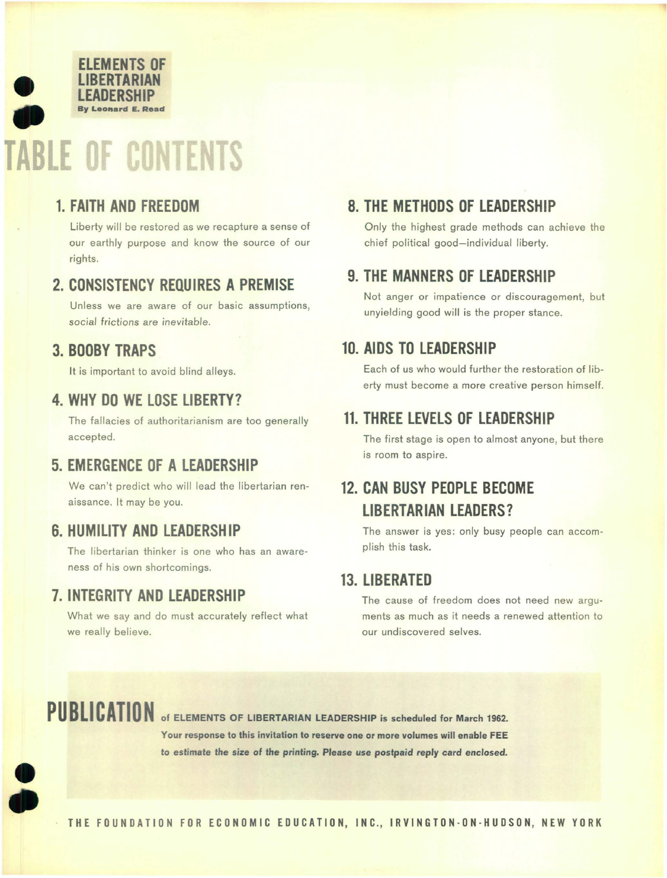**ELEMENTS OF LIBERTARIAN LEADERSHIP**
**By Leonard E. Read**

# TABLE OF CONTENTS

## 1. FAITH AND FREEDOM

Liberty will be restored as we recapture a sense of our earthly purpose and know the source of our rights.

## 2. CONSISTENCY REQUIRES A PREMISE

Unless we are aware of our basic assumptions, *social frictions are inevitable.*

## 3. BOOBY TRAPS

It is important to avoid blind alleys.

## 4. WHY DO WE LOSE LIBERTY?

The fallacies of authoritarianism are too generally accepted.

## 5. EMERGENCE OF A LEADERSHIP

We can't predict who will lead the libertarian renaissance. It may be you.

## 6. HUMILITY AND LEADERSHIP

The libertarian thinker is one who has an awareness of his own shortcomings.

## 7. INTEGRITY AND LEADERSHIP

What we say and do must accurately reflect what we really believe.

## 8. THE METHODS OF LEADERSHIP

Only the highest grade methods can achieve the chief political good—individual liberty.

## 9. THE MANNERS OF LEADERSHIP

Not anger or impatience or discouragement, but unyielding good will is the proper stance.

## 10. AIDS TO LEADERSHIP

Each of us who would further the restoration of liberty must become a more creative person himself.

## 11. THREE LEVELS OF LEADERSHIP

The first stage is open to almost anyone, but there is room to aspire.

## 12. CAN BUSY PEOPLE BECOME LIBERTARIAN LEADERS?

The answer is yes: only busy people can accomplish this task.

## 13. LIBERATED

The cause of freedom does not need new arguments as much as it needs a renewed attention to our undiscovered selves.

**PUBLICATION** **of ELEMENTS OF LIBERTARIAN LEADERSHIP is scheduled for March 1962. Your response to this invitation to reserve one or more volumes will enable FEE *to estimate the size of the printing. Please use postpaid reply card enclosed.***

**THE FOUNDATION FOR ECONOMIC EDUCATION, INC., IRVINGTON-ON-HUDSON, NEW YORK**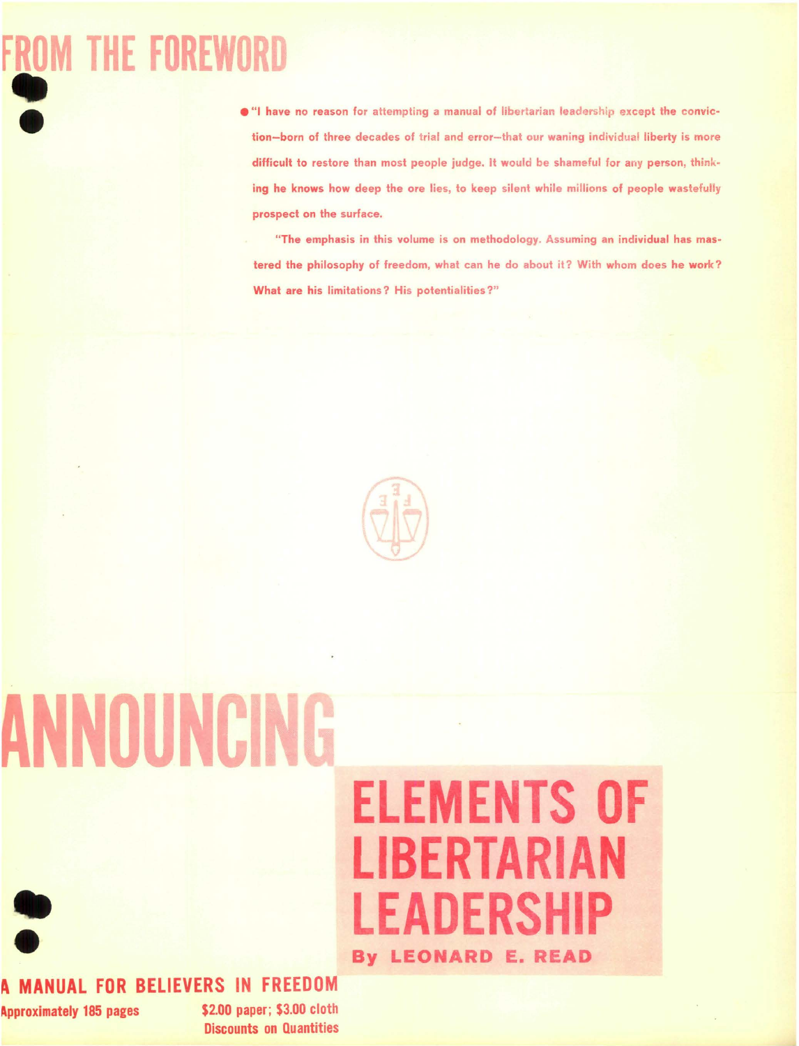# FROM THE FOREWORD

"I have no reason for attempting a manual of libertarian leadership except the conviction—born of three decades of trial and error—that our waning individual liberty is more difficult to restore than most people judge. It would be shameful for any person, thinking he knows how deep the ore lies, to keep silent while millions of people wastefully prospect on the surface.

"The emphasis in this volume is on methodology. Assuming an individual has mastered the philosophy of freedom, what can he do about it? With whom does he work? What are his limitations? His potentialities?"

# ANNOUNCING

# ELEMENTS OF LIBERTARIAN LEADERSHIP

**By LEONARD E. READ**

**A MANUAL FOR BELIEVERS IN FREEDOM**

Approximately 185 pages

$2.00 paper; $3.00 cloth

Discounts on Quantities